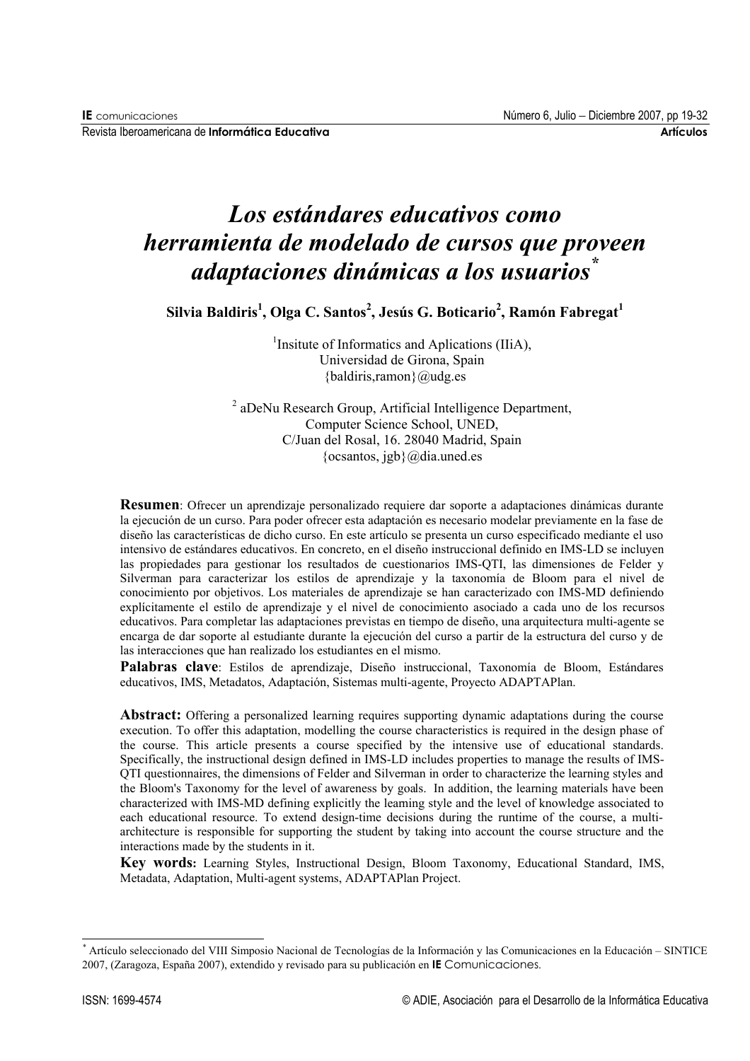# *Los estándares educativos como herramienta de modelado de cursos que proveen adaptaciones dinámicas a los usuarios*[*]

**Silvia Baldiris[1], Olga C. Santos[2], Jesús G. Boticario[2], Ramón Fabregat[1]**

[1]Insitute of Informatics and Aplications (IIiA), Universidad de Girona, Spain
{baldiris,ramon}@udg.es

[2] aDeNu Research Group, Artificial Intelligence Department, Computer Science School, UNED, C/Juan del Rosal, 16. 28040 Madrid, Spain
{ocsantos, jgb}@dia.uned.es

**Resumen**: Ofrecer un aprendizaje personalizado requiere dar soporte a adaptaciones dinámicas durante la ejecución de un curso. Para poder ofrecer esta adaptación es necesario modelar previamente en la fase de diseño las características de dicho curso. En este artículo se presenta un curso especificado mediante el uso intensivo de estándares educativos. En concreto, en el diseño instruccional definido en IMS-LD se incluyen las propiedades para gestionar los resultados de cuestionarios IMS-QTI, las dimensiones de Felder y Silverman para caracterizar los estilos de aprendizaje y la taxonomía de Bloom para el nivel de conocimiento por objetivos. Los materiales de aprendizaje se han caracterizado con IMS-MD definiendo explícitamente el estilo de aprendizaje y el nivel de conocimiento asociado a cada uno de los recursos educativos. Para completar las adaptaciones previstas en tiempo de diseño, una arquitectura multi-agente se encarga de dar soporte al estudiante durante la ejecución del curso a partir de la estructura del curso y de las interacciones que han realizado los estudiantes en el mismo.

**Palabras clave**: Estilos de aprendizaje, Diseño instruccional, Taxonomía de Bloom, Estándares educativos, IMS, Metadatos, Adaptación, Sistemas multi-agente, Proyecto ADAPTAPlan.

**Abstract:** Offering a personalized learning requires supporting dynamic adaptations during the course execution. To offer this adaptation, modelling the course characteristics is required in the design phase of the course. This article presents a course specified by the intensive use of educational standards. Specifically, the instructional design defined in IMS-LD includes properties to manage the results of IMS-QTI questionnaires, the dimensions of Felder and Silverman in order to characterize the learning styles and the Bloom's Taxonomy for the level of awareness by goals. In addition, the learning materials have been characterized with IMS-MD defining explicitly the learning style and the level of knowledge associated to each educational resource. To extend design-time decisions during the runtime of the course, a multi-architecture is responsible for supporting the student by taking into account the course structure and the interactions made by the students in it.

**Key words:** Learning Styles, Instructional Design, Bloom Taxonomy, Educational Standard, IMS, Metadata, Adaptation, Multi-agent systems, ADAPTAPlan Project.

---

[*] Artículo seleccionado del VIII Simposio Nacional de Tecnologías de la Información y las Comunicaciones en la Educación – SINTICE 2007, (Zaragoza, España 2007), extendido y revisado para su publicación en **IE** Comunicaciones.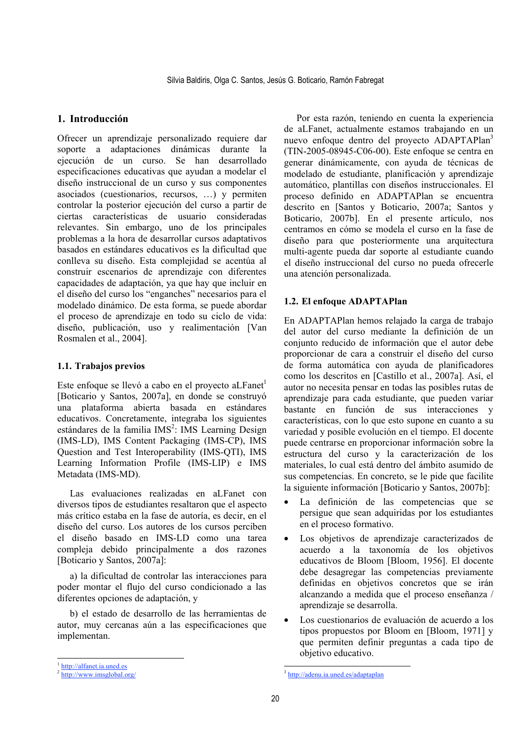## 1. Introducción

Ofrecer un aprendizaje personalizado requiere dar soporte a adaptaciones dinámicas durante la ejecución de un curso. Se han desarrollado especificaciones educativas que ayudan a modelar el diseño instruccional de un curso y sus componentes asociados (cuestionarios, recursos, …) y permiten controlar la posterior ejecución del curso a partir de ciertas características de usuario consideradas relevantes. Sin embargo, uno de los principales problemas a la hora de desarrollar cursos adaptativos basados en estándares educativos es la dificultad que conlleva su diseño. Esta complejidad se acentúa al construir escenarios de aprendizaje con diferentes capacidades de adaptación, ya que hay que incluir en el diseño del curso los "enganches" necesarios para el modelado dinámico. De esta forma, se puede abordar el proceso de aprendizaje en todo su ciclo de vida: diseño, publicación, uso y realimentación [Van Rosmalen et al., 2004].

### 1.1. Trabajos previos

Este enfoque se llevó a cabo en el proyecto aLFanet[1] [Boticario y Santos, 2007a], en donde se construyó una plataforma abierta basada en estándares educativos. Concretamente, integraba los siguientes estándares de la familia IMS[2]: IMS Learning Design (IMS-LD), IMS Content Packaging (IMS-CP), IMS Question and Test Interoperability (IMS-QTI), IMS Learning Information Profile (IMS-LIP) e IMS Metadata (IMS-MD).

Las evaluaciones realizadas en aLFanet con diversos tipos de estudiantes resaltaron que el aspecto más crítico estaba en la fase de autoría, es decir, en el diseño del curso. Los autores de los cursos perciben el diseño basado en IMS-LD como una tarea compleja debido principalmente a dos razones [Boticario y Santos, 2007a]:

a) la dificultad de controlar las interacciones para poder montar el flujo del curso condicionado a las diferentes opciones de adaptación, y

b) el estado de desarrollo de las herramientas de autor, muy cercanas aún a las especificaciones que implementan.

Por esta razón, teniendo en cuenta la experiencia de aLFanet, actualmente estamos trabajando en un nuevo enfoque dentro del proyecto ADAPTAPlan[3] (TIN-2005-08945-C06-00). Este enfoque se centra en generar dinámicamente, con ayuda de técnicas de modelado de estudiante, planificación y aprendizaje automático, plantillas con diseños instruccionales. El proceso definido en ADAPTAPlan se encuentra descrito en [Santos y Boticario, 2007a; Santos y Boticario, 2007b]. En el presente artículo, nos centramos en cómo se modela el curso en la fase de diseño para que posteriormente una arquitectura multi-agente pueda dar soporte al estudiante cuando el diseño instruccional del curso no pueda ofrecerle una atención personalizada.

### 1.2. El enfoque ADAPTAPlan

En ADAPTAPlan hemos relajado la carga de trabajo del autor del curso mediante la definición de un conjunto reducido de información que el autor debe proporcionar de cara a construir el diseño del curso de forma automática con ayuda de planificadores como los descritos en [Castillo et al., 2007a]. Así, el autor no necesita pensar en todas las posibles rutas de aprendizaje para cada estudiante, que pueden variar bastante en función de sus interacciones y características, con lo que esto supone en cuanto a su variedad y posible evolución en el tiempo. El docente puede centrarse en proporcionar información sobre la estructura del curso y la caracterización de los materiales, lo cual está dentro del ámbito asumido de sus competencias. En concreto, se le pide que facilite la siguiente información [Boticario y Santos, 2007b]:

- La definición de las competencias que se persigue que sean adquiridas por los estudiantes en el proceso formativo.
- Los objetivos de aprendizaje caracterizados de acuerdo a la taxonomía de los objetivos educativos de Bloom [Bloom, 1956]. El docente debe desagregar las competencias previamente definidas en objetivos concretos que se irán alcanzando a medida que el proceso enseñanza / aprendizaje se desarrolla.
- Los cuestionarios de evaluación de acuerdo a los tipos propuestos por Bloom en [Bloom, 1971] y que permiten definir preguntas a cada tipo de objetivo educativo.

[1] http://alfanet.ia.uned.es
[2] http://www.imsglobal.org/
[3] http://adenu.ia.uned.es/adaptaplan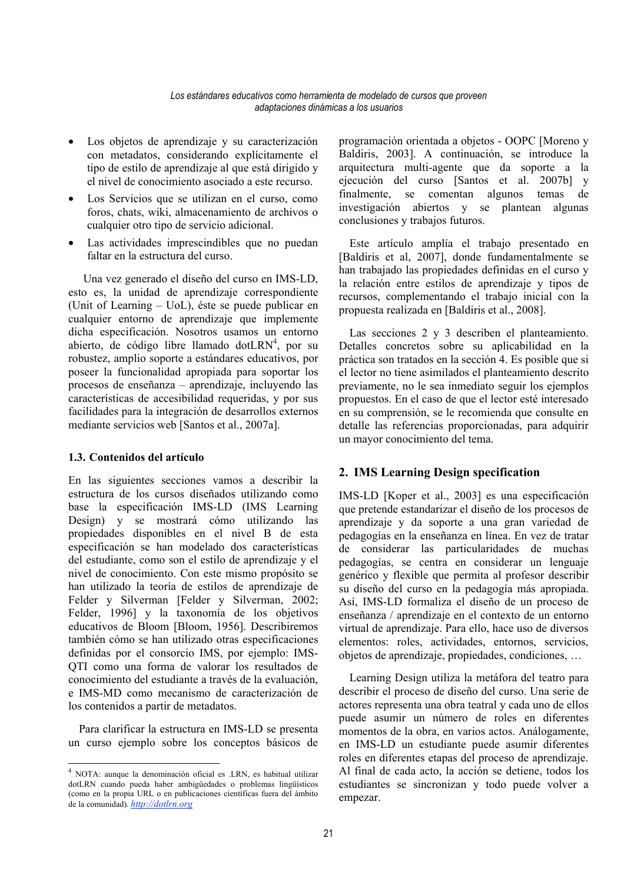- Los objetos de aprendizaje y su caracterización con metadatos, considerando explícitamente el tipo de estilo de aprendizaje al que está dirigido y el nivel de conocimiento asociado a este recurso.
- Los Servicios que se utilizan en el curso, como foros, chats, wiki, almacenamiento de archivos o cualquier otro tipo de servicio adicional.
- Las actividades imprescindibles que no puedan faltar en la estructura del curso.

Una vez generado el diseño del curso en IMS-LD, esto es, la unidad de aprendizaje correspondiente (Unit of Learning – UoL), éste se puede publicar en cualquier entorno de aprendizaje que implemente dicha especificación. Nosotros usamos un entorno abierto, de código libre llamado dotLRN[4], por su robustez, amplio soporte a estándares educativos, por poseer la funcionalidad apropiada para soportar los procesos de enseñanza – aprendizaje, incluyendo las características de accesibilidad requeridas, y por sus facilidades para la integración de desarrollos externos mediante servicios web [Santos et al., 2007a].

### 1.3. Contenidos del artículo

En las siguientes secciones vamos a describir la estructura de los cursos diseñados utilizando como base la especificación IMS-LD (IMS Learning Design) y se mostrará cómo utilizando las propiedades disponibles en el nivel B de esta especificación se han modelado dos características del estudiante, como son el estilo de aprendizaje y el nivel de conocimiento. Con este mismo propósito se han utilizado la teoría de estilos de aprendizaje de Felder y Silverman [Felder y Silverman, 2002; Felder, 1996] y la taxonomía de los objetivos educativos de Bloom [Bloom, 1956]. Describiremos también cómo se han utilizado otras especificaciones definidas por el consorcio IMS, por ejemplo: IMS-QTI como una forma de valorar los resultados de conocimiento del estudiante a través de la evaluación, e IMS-MD como mecanismo de caracterización de los contenidos a partir de metadatos.

Para clarificar la estructura en IMS-LD se presenta un curso ejemplo sobre los conceptos básicos de programación orientada a objetos - OOPC [Moreno y Baldiris, 2003]. A continuación, se introduce la arquitectura multi-agente que da soporte a la ejecución del curso [Santos et al. 2007b] y finalmente, se comentan algunos temas de investigación abiertos y se plantean algunas conclusiones y trabajos futuros.

Este artículo amplía el trabajo presentado en [Baldiris et al, 2007], donde fundamentalmente se han trabajado las propiedades definidas en el curso y la relación entre estilos de aprendizaje y tipos de recursos, complementando el trabajo inicial con la propuesta realizada en [Baldiris et al., 2008].

Las secciones 2 y 3 describen el planteamiento. Detalles concretos sobre su aplicabilidad en la práctica son tratados en la sección 4. Es posible que si el lector no tiene asimilados el planteamiento descrito previamente, no le sea inmediato seguir los ejemplos propuestos. En el caso de que el lector esté interesado en su comprensión, se le recomienda que consulte en detalle las referencias proporcionadas, para adquirir un mayor conocimiento del tema.

## 2. IMS Learning Design specification

IMS-LD [Koper et al., 2003] es una especificación que pretende estandarizar el diseño de los procesos de aprendizaje y da soporte a una gran variedad de pedagogías en la enseñanza en línea. En vez de tratar de considerar las particularidades de muchas pedagogías, se centra en considerar un lenguaje genérico y flexible que permita al profesor describir su diseño del curso en la pedagogía más apropiada. Así, IMS-LD formaliza el diseño de un proceso de enseñanza / aprendizaje en el contexto de un entorno virtual de aprendizaje. Para ello, hace uso de diversos elementos: roles, actividades, entornos, servicios, objetos de aprendizaje, propiedades, condiciones, …

Learning Design utiliza la metáfora del teatro para describir el proceso de diseño del curso. Una serie de actores representa una obra teatral y cada uno de ellos puede asumir un número de roles en diferentes momentos de la obra, en varios actos. Análogamente, en IMS-LD un estudiante puede asumir diferentes roles en diferentes etapas del proceso de aprendizaje. Al final de cada acto, la acción se detiene, todos los estudiantes se sincronizan y todo puede volver a empezar.

[4] NOTA: aunque la denominación oficial es .LRN, es habitual utilizar dotLRN cuando pueda haber ambigüedades o problemas lingüísticos (como en la propia URL o en publicaciones científicas fuera del ámbito de la comunidad). http://dotlrn.org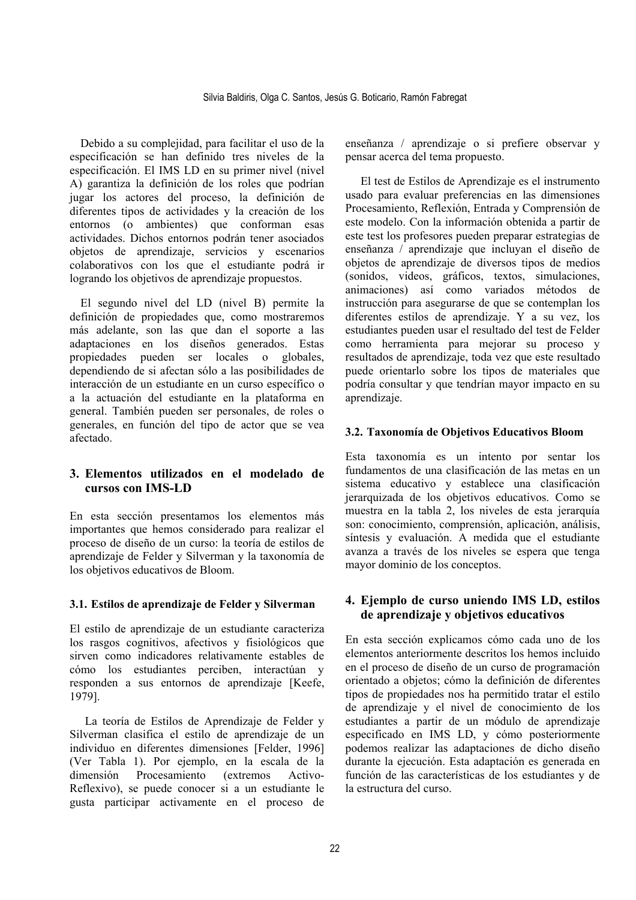Debido a su complejidad, para facilitar el uso de la especificación se han definido tres niveles de la especificación. El IMS LD en su primer nivel (nivel A) garantiza la definición de los roles que podrían jugar los actores del proceso, la definición de diferentes tipos de actividades y la creación de los entornos (o ambientes) que conforman esas actividades. Dichos entornos podrán tener asociados objetos de aprendizaje, servicios y escenarios colaborativos con los que el estudiante podrá ir logrando los objetivos de aprendizaje propuestos.

El segundo nivel del LD (nivel B) permite la definición de propiedades que, como mostraremos más adelante, son las que dan el soporte a las adaptaciones en los diseños generados. Estas propiedades pueden ser locales o globales, dependiendo de si afectan sólo a las posibilidades de interacción de un estudiante en un curso específico o a la actuación del estudiante en la plataforma en general. También pueden ser personales, de roles o generales, en función del tipo de actor que se vea afectado.

## 3. Elementos utilizados en el modelado de cursos con IMS-LD

En esta sección presentamos los elementos más importantes que hemos considerado para realizar el proceso de diseño de un curso: la teoría de estilos de aprendizaje de Felder y Silverman y la taxonomía de los objetivos educativos de Bloom.

### 3.1. Estilos de aprendizaje de Felder y Silverman

El estilo de aprendizaje de un estudiante caracteriza los rasgos cognitivos, afectivos y fisiológicos que sirven como indicadores relativamente estables de cómo los estudiantes perciben, interactúan y responden a sus entornos de aprendizaje [Keefe, 1979].

La teoría de Estilos de Aprendizaje de Felder y Silverman clasifica el estilo de aprendizaje de un individuo en diferentes dimensiones [Felder, 1996] (Ver Tabla 1). Por ejemplo, en la escala de la dimensión Procesamiento (extremos Activo-Reflexivo), se puede conocer si a un estudiante le gusta participar activamente en el proceso de enseñanza / aprendizaje o si prefiere observar y pensar acerca del tema propuesto.

El test de Estilos de Aprendizaje es el instrumento usado para evaluar preferencias en las dimensiones Procesamiento, Reflexión, Entrada y Comprensión de este modelo. Con la información obtenida a partir de este test los profesores pueden preparar estrategias de enseñanza / aprendizaje que incluyan el diseño de objetos de aprendizaje de diversos tipos de medios (sonidos, videos, gráficos, textos, simulaciones, animaciones) así como variados métodos de instrucción para asegurarse de que se contemplan los diferentes estilos de aprendizaje. Y a su vez, los estudiantes pueden usar el resultado del test de Felder como herramienta para mejorar su proceso y resultados de aprendizaje, toda vez que este resultado puede orientarlo sobre los tipos de materiales que podría consultar y que tendrían mayor impacto en su aprendizaje.

### 3.2. Taxonomía de Objetivos Educativos Bloom

Esta taxonomía es un intento por sentar los fundamentos de una clasificación de las metas en un sistema educativo y establece una clasificación jerarquizada de los objetivos educativos. Como se muestra en la tabla 2, los niveles de esta jerarquía son: conocimiento, comprensión, aplicación, análisis, síntesis y evaluación. A medida que el estudiante avanza a través de los niveles se espera que tenga mayor dominio de los conceptos.

## 4. Ejemplo de curso uniendo IMS LD, estilos de aprendizaje y objetivos educativos

En esta sección explicamos cómo cada uno de los elementos anteriormente descritos los hemos incluido en el proceso de diseño de un curso de programación orientado a objetos; cómo la definición de diferentes tipos de propiedades nos ha permitido tratar el estilo de aprendizaje y el nivel de conocimiento de los estudiantes a partir de un módulo de aprendizaje especificado en IMS LD, y cómo posteriormente podemos realizar las adaptaciones de dicho diseño durante la ejecución. Esta adaptación es generada en función de las características de los estudiantes y de la estructura del curso.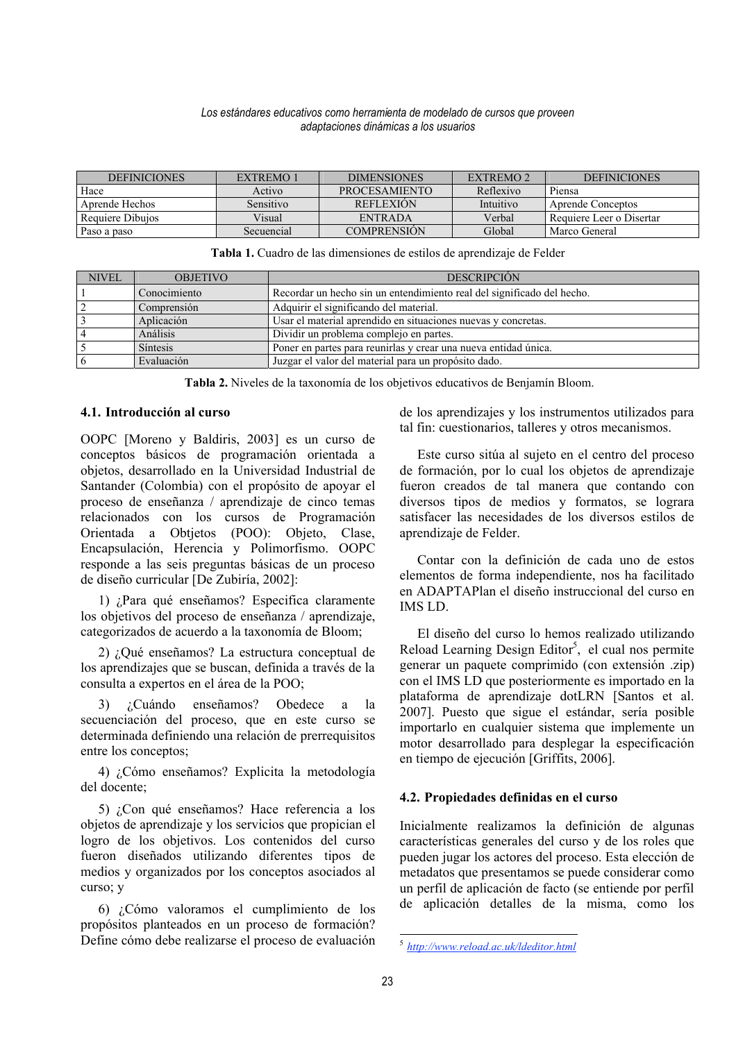| DEFINICIONES | EXTREMO 1 | DIMENSIONES | EXTREMO 2 | DEFINICIONES |
|---|---|---|---|---|
| Hace | Activo | PROCESAMIENTO | Reflexivo | Piensa |
| Aprende Hechos | Sensitivo | REFLEXIÓN | Intuitivo | Aprende Conceptos |
| Requiere Dibujos | Visual | ENTRADA | Verbal | Requiere Leer o Disertar |
| Paso a paso | Secuencial | COMPRENSIÓN | Global | Marco General |

**Tabla 1.** Cuadro de las dimensiones de estilos de aprendizaje de Felder

| NIVEL | OBJETIVO | DESCRIPCIÓN |
|---|---|---|
| 1 | Conocimiento | Recordar un hecho sin un entendimiento real del significado del hecho. |
| 2 | Comprensión | Adquirir el significando del material. |
| 3 | Aplicación | Usar el material aprendido en situaciones nuevas y concretas. |
| 4 | Análisis | Dividir un problema complejo en partes. |
| 5 | Síntesis | Poner en partes para reunirlas y crear una nueva entidad única. |
| 6 | Evaluación | Juzgar el valor del material para un propósito dado. |

**Tabla 2.** Niveles de la taxonomía de los objetivos educativos de Benjamín Bloom.

### 4.1. Introducción al curso

OOPC [Moreno y Baldiris, 2003] es un curso de conceptos básicos de programación orientada a objetos, desarrollado en la Universidad Industrial de Santander (Colombia) con el propósito de apoyar el proceso de enseñanza / aprendizaje de cinco temas relacionados con los cursos de Programación Orientada a Obtjetos (POO): Objeto, Clase, Encapsulación, Herencia y Polimorfismo. OOPC responde a las seis preguntas básicas de un proceso de diseño curricular [De Zubiría, 2002]:

1) ¿Para qué enseñamos? Especifica claramente los objetivos del proceso de enseñanza / aprendizaje, categorizados de acuerdo a la taxonomía de Bloom;

2) ¿Qué enseñamos? La estructura conceptual de los aprendizajes que se buscan, definida a través de la consulta a expertos en el área de la POO;

3) ¿Cuándo enseñamos? Obedece a la secuenciación del proceso, que en este curso se determinada definiendo una relación de prerrequisitos entre los conceptos;

4) ¿Cómo enseñamos? Explicita la metodología del docente;

5) ¿Con qué enseñamos? Hace referencia a los objetos de aprendizaje y los servicios que propician el logro de los objetivos. Los contenidos del curso fueron diseñados utilizando diferentes tipos de medios y organizados por los conceptos asociados al curso; y

6) ¿Cómo valoramos el cumplimiento de los propósitos planteados en un proceso de formación? Define cómo debe realizarse el proceso de evaluación de los aprendizajes y los instrumentos utilizados para tal fin: cuestionarios, talleres y otros mecanismos.

Este curso sitúa al sujeto en el centro del proceso de formación, por lo cual los objetos de aprendizaje fueron creados de tal manera que contando con diversos tipos de medios y formatos, se lograra satisfacer las necesidades de los diversos estilos de aprendizaje de Felder.

Contar con la definición de cada uno de estos elementos de forma independiente, nos ha facilitado en ADAPTAPlan el diseño instruccional del curso en IMS LD.

El diseño del curso lo hemos realizado utilizando Reload Learning Design Editor[5], el cual nos permite generar un paquete comprimido (con extensión .zip) con el IMS LD que posteriormente es importado en la plataforma de aprendizaje dotLRN [Santos et al. 2007]. Puesto que sigue el estándar, sería posible importarlo en cualquier sistema que implemente un motor desarrollado para desplegar la especificación en tiempo de ejecución [Griffits, 2006].

### 4.2. Propiedades definidas en el curso

Inicialmente realizamos la definición de algunas características generales del curso y de los roles que pueden jugar los actores del proceso. Esta elección de metadatos que presentamos se puede considerar como un perfil de aplicación de facto (se entiende por perfil de aplicación detalles de la misma, como los

[5] http://www.reload.ac.uk/ldeditor.html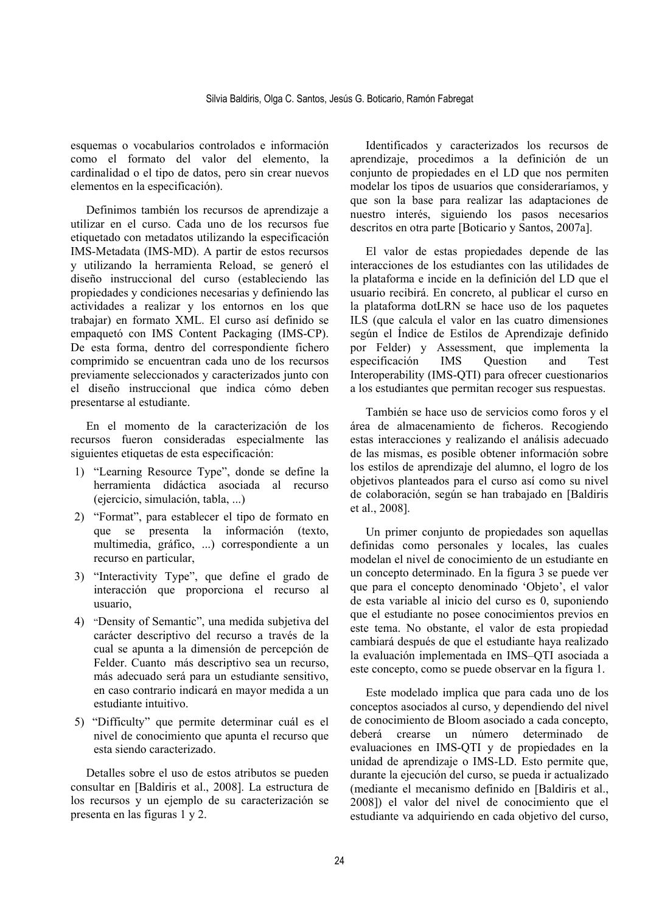esquemas o vocabularios controlados e información como el formato del valor del elemento, la cardinalidad o el tipo de datos, pero sin crear nuevos elementos en la especificación).

Definimos también los recursos de aprendizaje a utilizar en el curso. Cada uno de los recursos fue etiquetado con metadatos utilizando la especificación IMS-Metadata (IMS-MD). A partir de estos recursos y utilizando la herramienta Reload, se generó el diseño instruccional del curso (estableciendo las propiedades y condiciones necesarias y definiendo las actividades a realizar y los entornos en los que trabajar) en formato XML. El curso así definido se empaquetó con IMS Content Packaging (IMS-CP). De esta forma, dentro del correspondiente fichero comprimido se encuentran cada uno de los recursos previamente seleccionados y caracterizados junto con el diseño instruccional que indica cómo deben presentarse al estudiante.

En el momento de la caracterización de los recursos fueron consideradas especialmente las siguientes etiquetas de esta especificación:

1) "Learning Resource Type", donde se define la herramienta didáctica asociada al recurso (ejercicio, simulación, tabla, ...)
2) "Format", para establecer el tipo de formato en que se presenta la información (texto, multimedia, gráfico, ...) correspondiente a un recurso en particular,
3) "Interactivity Type", que define el grado de interacción que proporciona el recurso al usuario,
4) "Density of Semantic", una medida subjetiva del carácter descriptivo del recurso a través de la cual se apunta a la dimensión de percepción de Felder. Cuanto más descriptivo sea un recurso, más adecuado será para un estudiante sensitivo, en caso contrario indicará en mayor medida a un estudiante intuitivo.
5) "Difficulty" que permite determinar cuál es el nivel de conocimiento que apunta el recurso que esta siendo caracterizado.

Detalles sobre el uso de estos atributos se pueden consultar en [Baldiris et al., 2008]. La estructura de los recursos y un ejemplo de su caracterización se presenta en las figuras 1 y 2.

Identificados y caracterizados los recursos de aprendizaje, procedimos a la definición de un conjunto de propiedades en el LD que nos permiten modelar los tipos de usuarios que consideraríamos, y que son la base para realizar las adaptaciones de nuestro interés, siguiendo los pasos necesarios descritos en otra parte [Boticario y Santos, 2007a].

El valor de estas propiedades depende de las interacciones de los estudiantes con las utilidades de la plataforma e incide en la definición del LD que el usuario recibirá. En concreto, al publicar el curso en la plataforma dotLRN se hace uso de los paquetes ILS (que calcula el valor en las cuatro dimensiones según el Índice de Estilos de Aprendizaje definido por Felder) y Assessment, que implementa la especificación IMS Question and Test Interoperability (IMS-QTI) para ofrecer cuestionarios a los estudiantes que permitan recoger sus respuestas.

También se hace uso de servicios como foros y el área de almacenamiento de ficheros. Recogiendo estas interacciones y realizando el análisis adecuado de las mismas, es posible obtener información sobre los estilos de aprendizaje del alumno, el logro de los objetivos planteados para el curso así como su nivel de colaboración, según se han trabajado en [Baldiris et al., 2008].

Un primer conjunto de propiedades son aquellas definidas como personales y locales, las cuales modelan el nivel de conocimiento de un estudiante en un concepto determinado. En la figura 3 se puede ver que para el concepto denominado 'Objeto', el valor de esta variable al inicio del curso es 0, suponiendo que el estudiante no posee conocimientos previos en este tema. No obstante, el valor de esta propiedad cambiará después de que el estudiante haya realizado la evaluación implementada en IMS–QTI asociada a este concepto, como se puede observar en la figura 1.

Este modelado implica que para cada uno de los conceptos asociados al curso, y dependiendo del nivel de conocimiento de Bloom asociado a cada concepto, deberá crearse un número determinado de evaluaciones en IMS-QTI y de propiedades en la unidad de aprendizaje o IMS-LD. Esto permite que, durante la ejecución del curso, se pueda ir actualizado (mediante el mecanismo definido en [Baldiris et al., 2008]) el valor del nivel de conocimiento que el estudiante va adquiriendo en cada objetivo del curso,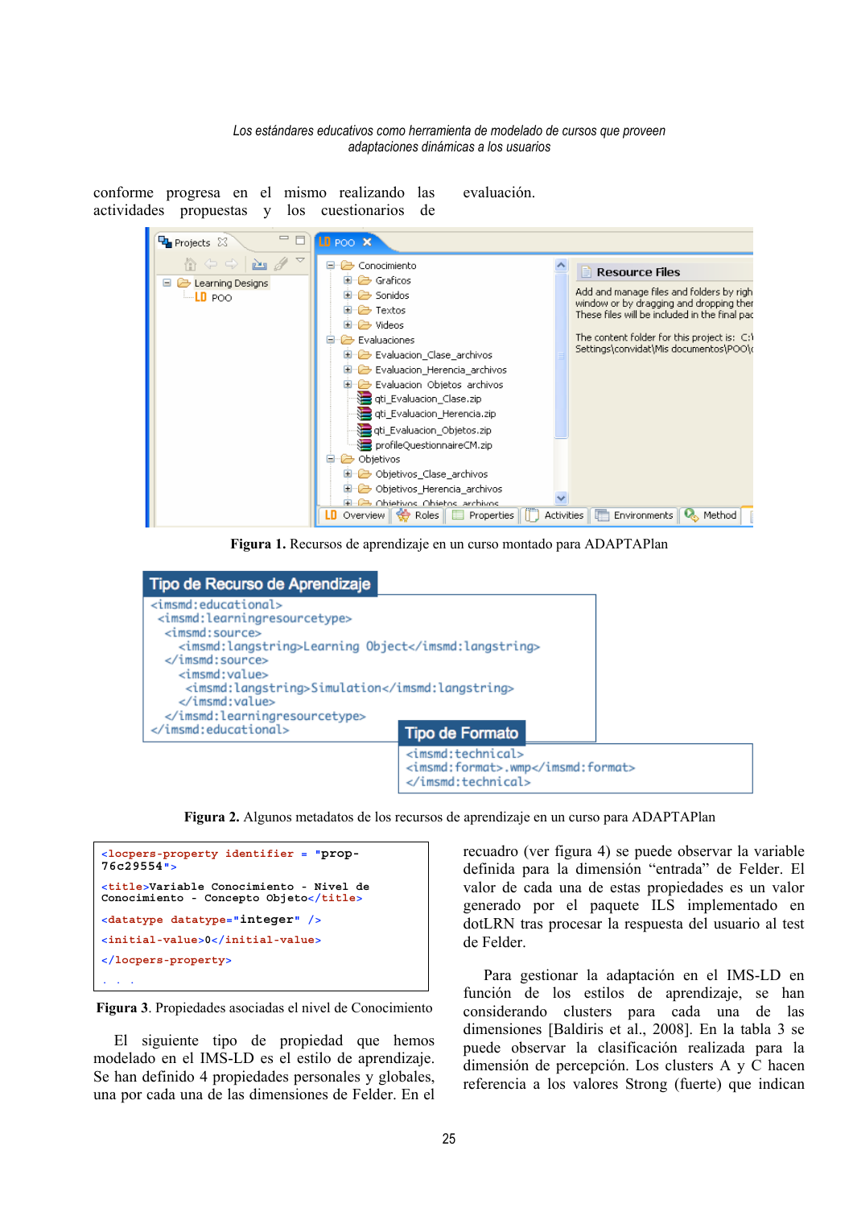conforme progresa en el mismo realizando las actividades propuestas y los cuestionarios de evaluación.

**Figura 1.** Recursos de aprendizaje en un curso montado para ADAPTAPlan

**Figura 2.** Algunos metadatos de los recursos de aprendizaje en un curso para ADAPTAPlan

```
<locpers-property identifier = "prop-76c29554">
<title>Variable Conocimiento - Nivel de Conocimiento - Concepto Objeto</title>
<datatype datatype="integer" />
<initial-value>0</initial-value>
</locpers-property>
. . .
```

**Figura 3**. Propiedades asociadas el nivel de Conocimiento

El siguiente tipo de propiedad que hemos modelado en el IMS-LD es el estilo de aprendizaje. Se han definido 4 propiedades personales y globales, una por cada una de las dimensiones de Felder. En el recuadro (ver figura 4) se puede observar la variable definida para la dimensión "entrada" de Felder. El valor de cada una de estas propiedades es un valor generado por el paquete ILS implementado en dotLRN tras procesar la respuesta del usuario al test de Felder.

Para gestionar la adaptación en el IMS-LD en función de los estilos de aprendizaje, se han considerando clusters para cada una de las dimensiones [Baldiris et al., 2008]. En la tabla 3 se puede observar la clasificación realizada para la dimensión de percepción. Los clusters A y C hacen referencia a los valores Strong (fuerte) que indican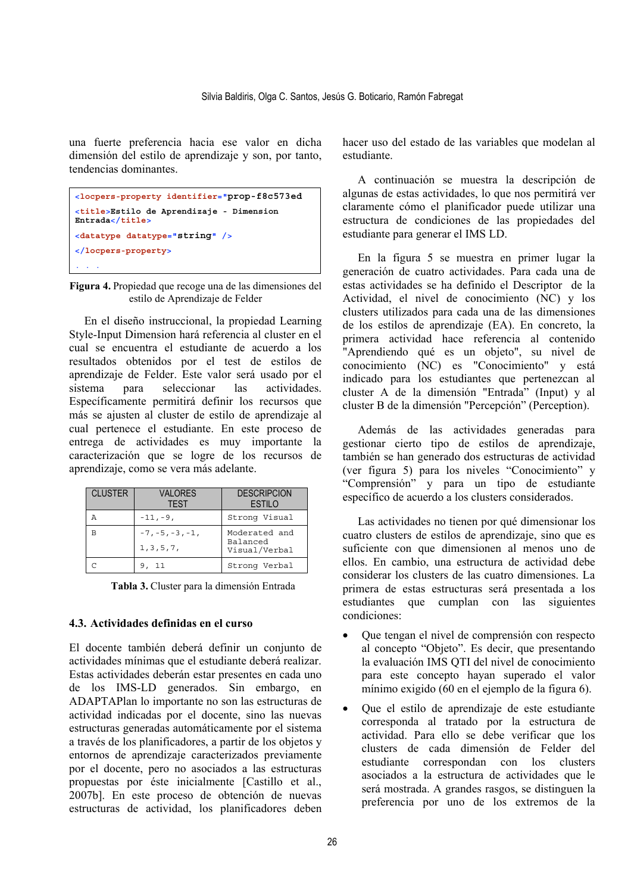una fuerte preferencia hacia ese valor en dicha dimensión del estilo de aprendizaje y son, por tanto, tendencias dominantes.

```
<locpers-property identifier="prop-f8c573ed
<title>Estilo de Aprendizaje - Dimension
Entrada</title>
<datatype datatype="string" />
</locpers-property>
. . .
```

**Figura 4.** Propiedad que recoge una de las dimensiones del estilo de Aprendizaje de Felder

En el diseño instruccional, la propiedad Learning Style-Input Dimension hará referencia al cluster en el cual se encuentra el estudiante de acuerdo a los resultados obtenidos por el test de estilos de aprendizaje de Felder. Este valor será usado por el sistema para seleccionar las actividades. Específicamente permitirá definir los recursos que más se ajusten al cluster de estilo de aprendizaje al cual pertenece el estudiante. En este proceso de entrega de actividades es muy importante la caracterización que se logre de los recursos de aprendizaje, como se vera más adelante.

| CLUSTER | VALORES TEST | DESCRIPCION ESTILO |
|---|---|---|
| A | -11,-9, | Strong Visual |
| B | -7,-5,-3,-1, 1,3,5,7, | Moderated and Balanced Visual/Verbal |
| C | 9, 11 | Strong Verbal |

**Tabla 3.** Cluster para la dimensión Entrada

### 4.3. Actividades definidas en el curso

El docente también deberá definir un conjunto de actividades mínimas que el estudiante deberá realizar. Estas actividades deberán estar presentes en cada uno de los IMS-LD generados. Sin embargo, en ADAPTAPlan lo importante no son las estructuras de actividad indicadas por el docente, sino las nuevas estructuras generadas automáticamente por el sistema a través de los planificadores, a partir de los objetos y entornos de aprendizaje caracterizados previamente por el docente, pero no asociados a las estructuras propuestas por éste inicialmente [Castillo et al., 2007b]. En este proceso de obtención de nuevas estructuras de actividad, los planificadores deben hacer uso del estado de las variables que modelan al estudiante.

A continuación se muestra la descripción de algunas de estas actividades, lo que nos permitirá ver claramente cómo el planificador puede utilizar una estructura de condiciones de las propiedades del estudiante para generar el IMS LD.

En la figura 5 se muestra en primer lugar la generación de cuatro actividades. Para cada una de estas actividades se ha definido el Descriptor de la Actividad, el nivel de conocimiento (NC) y los clusters utilizados para cada una de las dimensiones de los estilos de aprendizaje (EA). En concreto, la primera actividad hace referencia al contenido "Aprendiendo qué es un objeto", su nivel de conocimiento (NC) es "Conocimiento" y está indicado para los estudiantes que pertenezcan al cluster A de la dimensión "Entrada" (Input) y al cluster B de la dimensión "Percepción" (Perception).

Además de las actividades generadas para gestionar cierto tipo de estilos de aprendizaje, también se han generado dos estructuras de actividad (ver figura 5) para los niveles "Conocimiento" y "Comprensión" y para un tipo de estudiante específico de acuerdo a los clusters considerados.

Las actividades no tienen por qué dimensionar los cuatro clusters de estilos de aprendizaje, sino que es suficiente con que dimensionen al menos uno de ellos. En cambio, una estructura de actividad debe considerar los clusters de las cuatro dimensiones. La primera de estas estructuras será presentada a los estudiantes que cumplan con las siguientes condiciones:

- Que tengan el nivel de comprensión con respecto al concepto "Objeto". Es decir, que presentando la evaluación IMS QTI del nivel de conocimiento para este concepto hayan superado el valor mínimo exigido (60 en el ejemplo de la figura 6).
- Que el estilo de aprendizaje de este estudiante corresponda al tratado por la estructura de actividad. Para ello se debe verificar que los clusters de cada dimensión de Felder del estudiante correspondan con los clusters asociados a la estructura de actividades que le será mostrada. A grandes rasgos, se distinguen la preferencia por uno de los extremos de la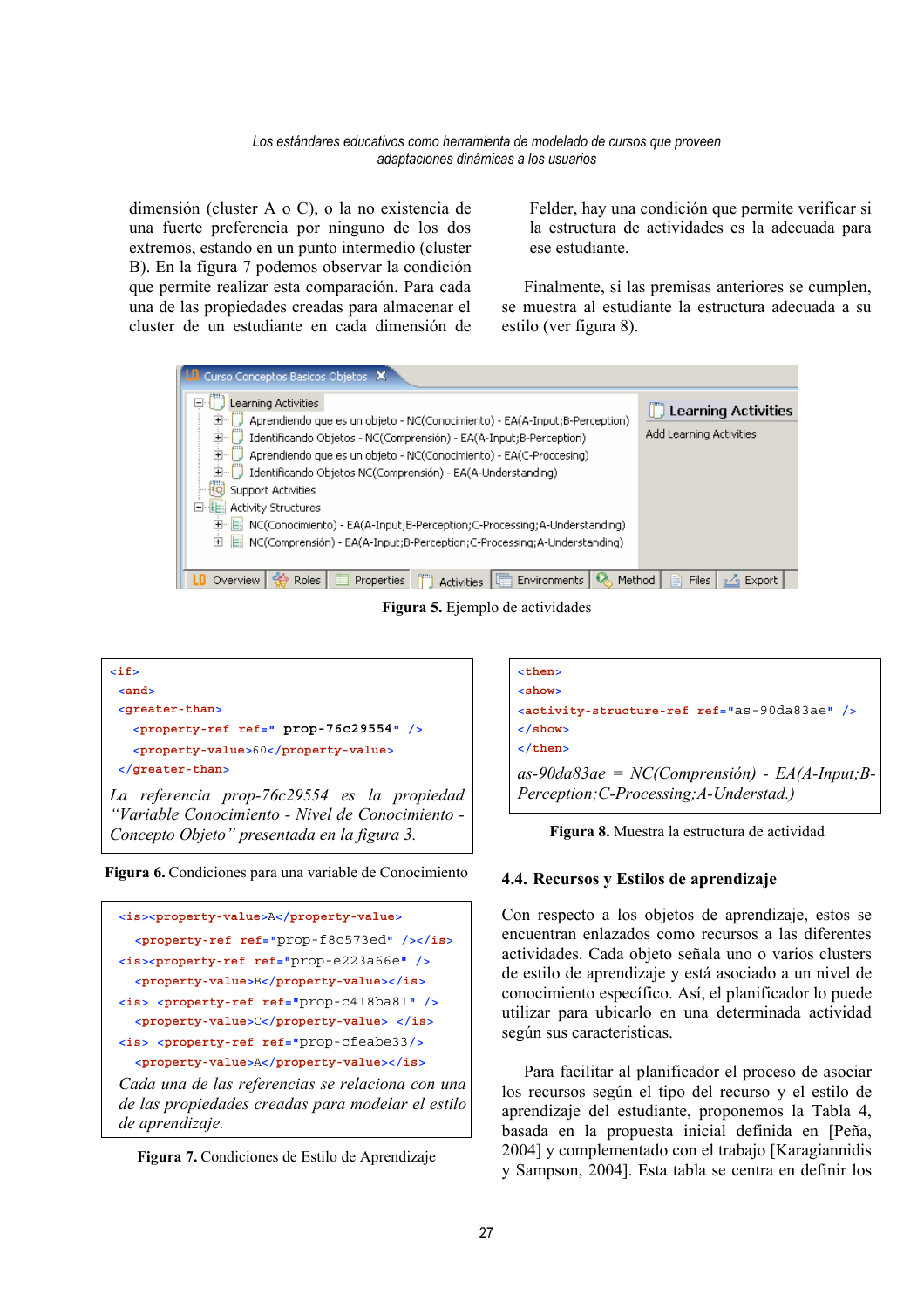dimensión (cluster A o C), o la no existencia de una fuerte preferencia por ninguno de los dos extremos, estando en un punto intermedio (cluster B). En la figura 7 podemos observar la condición que permite realizar esta comparación. Para cada una de las propiedades creadas para almacenar el cluster de un estudiante en cada dimensión de Felder, hay una condición que permite verificar si la estructura de actividades es la adecuada para ese estudiante.

Finalmente, si las premisas anteriores se cumplen, se muestra al estudiante la estructura adecuada a su estilo (ver figura 8).

Curso Conceptos Basicos Objetos

- Learning Activities
  - Aprendiendo que es un objeto - NC(Conocimiento) - EA(A-Input;B-Perception)
  - Identificando Objetos - NC(Comprensión) - EA(A-Input;B-Perception)
  - Aprendiendo que es un objeto - NC(Conocimiento) - EA(C-Proccesing)
  - Identificando Objetos NC(Comprensión) - EA(A-Understanding)
- Support Activities
- Activity Structures
  - NC(Conocimiento) - EA(A-Input;B-Perception;C-Processing;A-Understanding)
  - NC(Comprensión) - EA(A-Input;B-Perception;C-Processing;A-Understanding)

Learning Activities
Add Learning Activities

Overview | Roles | Properties | Activities | Environments | Method | Files | Export

**Figura 5.** Ejemplo de actividades

```
<if>
 <and>
 <greater-than>
   <property-ref ref=" prop-76c29554" />
   <property-value>60</property-value>
 </greater-than>
```

*La referencia prop-76c29554 es la propiedad "Variable Conocimiento - Nivel de Conocimiento - Concepto Objeto" presentada en la figura 3.*

**Figura 6.** Condiciones para una variable de Conocimiento

```
<is><property-value>A</property-value>
  <property-ref ref="prop-f8c573ed" /></is>
<is><property-ref ref="prop-e223a66e" />
  <property-value>B</property-value></is>
<is> <property-ref ref="prop-c418ba81" />
  <property-value>C</property-value> </is>
<is> <property-ref ref="prop-cfeabe33/>
  <property-value>A</property-value></is>
```

*Cada una de las referencias se relaciona con una de las propiedades creadas para modelar el estilo de aprendizaje.*

**Figura 7.** Condiciones de Estilo de Aprendizaje

```
<then>
<show>
<activity-structure-ref ref="as-90da83ae" />
</show>
</then>
```

*as-90da83ae = NC(Comprensión) - EA(A-Input;B-Perception;C-Processing;A-Understad.)*

**Figura 8.** Muestra la estructura de actividad

## 4.4. Recursos y Estilos de aprendizaje

Con respecto a los objetos de aprendizaje, estos se encuentran enlazados como recursos a las diferentes actividades. Cada objeto señala uno o varios clusters de estilo de aprendizaje y está asociado a un nivel de conocimiento específico. Así, el planificador lo puede utilizar para ubicarlo en una determinada actividad según sus características.

Para facilitar al planificador el proceso de asociar los recursos según el tipo del recurso y el estilo de aprendizaje del estudiante, proponemos la Tabla 4, basada en la propuesta inicial definida en [Peña, 2004] y complementado con el trabajo [Karagiannidis y Sampson, 2004]. Esta tabla se centra en definir los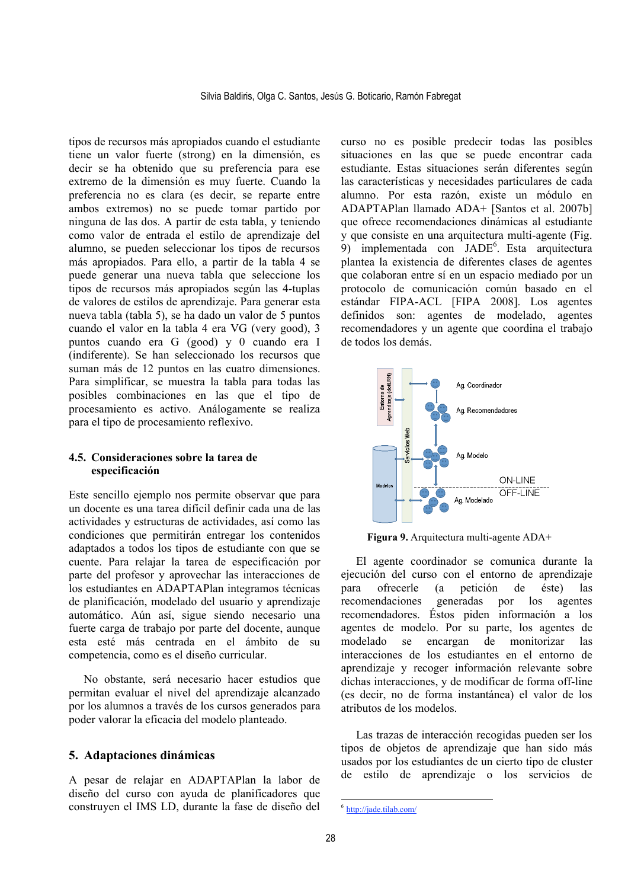tipos de recursos más apropiados cuando el estudiante tiene un valor fuerte (strong) en la dimensión, es decir se ha obtenido que su preferencia para ese extremo de la dimensión es muy fuerte. Cuando la preferencia no es clara (es decir, se reparte entre ambos extremos) no se puede tomar partido por ninguna de las dos. A partir de esta tabla, y teniendo como valor de entrada el estilo de aprendizaje del alumno, se pueden seleccionar los tipos de recursos más apropiados. Para ello, a partir de la tabla 4 se puede generar una nueva tabla que seleccione los tipos de recursos más apropiados según las 4-tuplas de valores de estilos de aprendizaje. Para generar esta nueva tabla (tabla 5), se ha dado un valor de 5 puntos cuando el valor en la tabla 4 era VG (very good), 3 puntos cuando era G (good) y 0 cuando era I (indiferente). Se han seleccionado los recursos que suman más de 12 puntos en las cuatro dimensiones. Para simplificar, se muestra la tabla para todas las posibles combinaciones en las que el tipo de procesamiento es activo. Análogamente se realiza para el tipo de procesamiento reflexivo.

### 4.5. Consideraciones sobre la tarea de especificación

Este sencillo ejemplo nos permite observar que para un docente es una tarea difícil definir cada una de las actividades y estructuras de actividades, así como las condiciones que permitirán entregar los contenidos adaptados a todos los tipos de estudiante con que se cuente. Para relajar la tarea de especificación por parte del profesor y aprovechar las interacciones de los estudiantes en ADAPTAPlan integramos técnicas de planificación, modelado del usuario y aprendizaje automático. Aún así, sigue siendo necesario una fuerte carga de trabajo por parte del docente, aunque esta esté más centrada en el ámbito de su competencia, como es el diseño curricular.

No obstante, será necesario hacer estudios que permitan evaluar el nivel del aprendizaje alcanzado por los alumnos a través de los cursos generados para poder valorar la eficacia del modelo planteado.

## 5. Adaptaciones dinámicas

A pesar de relajar en ADAPTAPlan la labor de diseño del curso con ayuda de planificadores que construyen el IMS LD, durante la fase de diseño del curso no es posible predecir todas las posibles situaciones en las que se puede encontrar cada estudiante. Estas situaciones serán diferentes según las características y necesidades particulares de cada alumno. Por esta razón, existe un módulo en ADAPTAPlan llamado ADA+ [Santos et al. 2007b] que ofrece recomendaciones dinámicas al estudiante y que consiste en una arquitectura multi-agente (Fig. 9) implementada con JADE[6]. Esta arquitectura plantea la existencia de diferentes clases de agentes que colaboran entre sí en un espacio mediado por un protocolo de comunicación común basado en el estándar FIPA-ACL [FIPA 2008]. Los agentes definidos son: agentes de modelado, agentes recomendadores y un agente que coordina el trabajo de todos los demás.

**Figura 9.** Arquitectura multi-agente ADA+

El agente coordinador se comunica durante la ejecución del curso con el entorno de aprendizaje para ofrecerle (a petición de éste) las recomendaciones generadas por los agentes recomendadores. Éstos piden información a los agentes de modelo. Por su parte, los agentes de modelado se encargan de monitorizar las interacciones de los estudiantes en el entorno de aprendizaje y recoger información relevante sobre dichas interacciones, y de modificar de forma off-line (es decir, no de forma instantánea) el valor de los atributos de los modelos.

Las trazas de interacción recogidas pueden ser los tipos de objetos de aprendizaje que han sido más usados por los estudiantes de un cierto tipo de cluster de estilo de aprendizaje o los servicios de

[6] http://jade.tilab.com/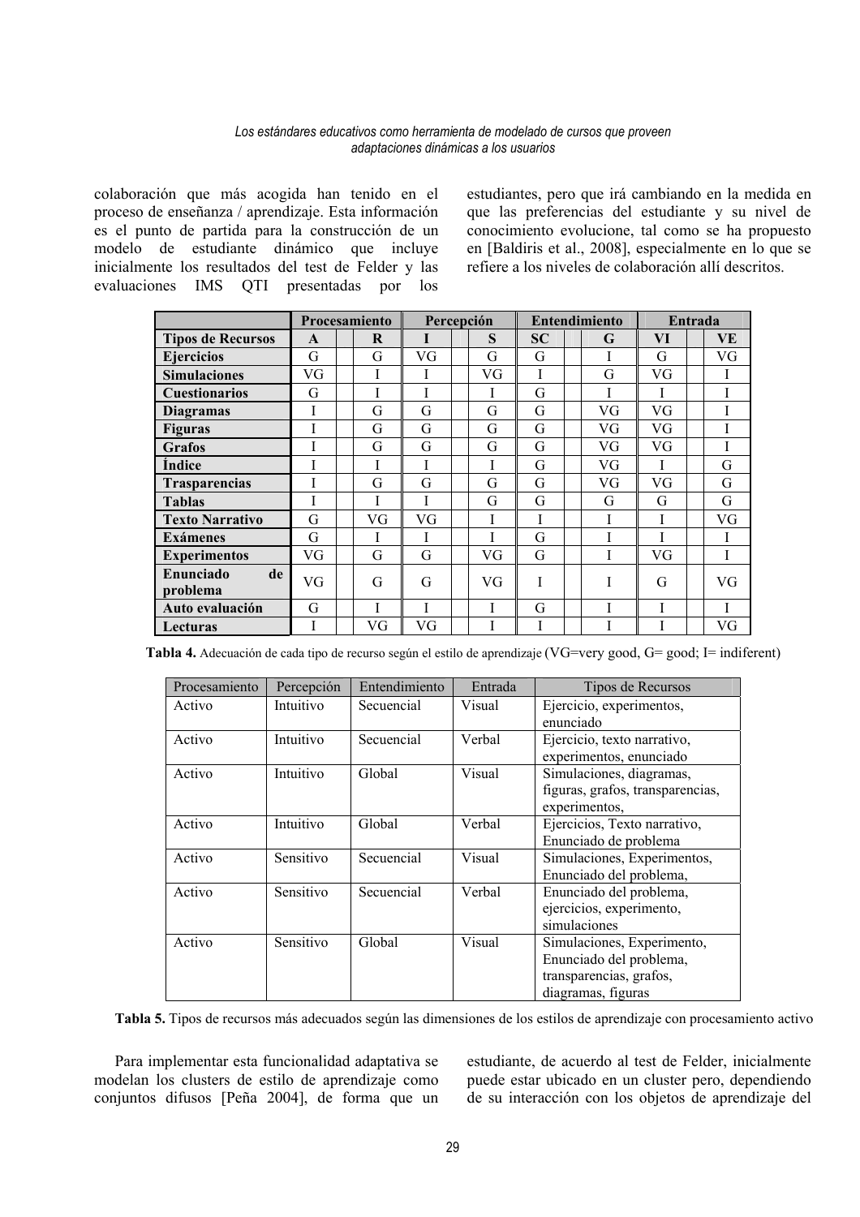colaboración que más acogida han tenido en el proceso de enseñanza / aprendizaje. Esta información es el punto de partida para la construcción de un modelo de estudiante dinámico que incluye inicialmente los resultados del test de Felder y las evaluaciones IMS QTI presentadas por los estudiantes, pero que irá cambiando en la medida en que las preferencias del estudiante y su nivel de conocimiento evolucione, tal como se ha propuesto en [Baldiris et al., 2008], especialmente en lo que se refiere a los niveles de colaboración allí descritos.

| | Procesamiento | | Percepción | | Entendimiento | | Entrada | |
|---|---|---|---|---|---|---|---|---|
| **Tipos de Recursos** | **A** | **R** | **I** | **S** | **SC** | **G** | **VI** | **VE** |
| **Ejercicios** | G | G | VG | G | G | I | G | VG |
| **Simulaciones** | VG | I | I | VG | I | G | VG | I |
| **Cuestionarios** | G | I | I | I | G | I | I | I |
| **Diagramas** | I | G | G | G | G | VG | VG | I |
| **Figuras** | I | G | G | G | G | VG | VG | I |
| **Grafos** | I | G | G | G | G | VG | VG | I |
| **Índice** | I | I | I | I | G | VG | I | G |
| **Trasparencias** | I | G | G | G | G | VG | VG | G |
| **Tablas** | I | I | I | G | G | G | G | G |
| **Texto Narrativo** | G | VG | VG | I | I | I | I | VG |
| **Exámenes** | G | I | I | I | G | I | I | I |
| **Experimentos** | VG | G | G | VG | G | I | VG | I |
| **Enunciado de problema** | VG | G | G | VG | I | I | G | VG |
| **Auto evaluación** | G | I | I | I | G | I | I | I |
| **Lecturas** | I | VG | VG | I | I | I | I | VG |

**Tabla 4.** Adecuación de cada tipo de recurso según el estilo de aprendizaje (VG=very good, G= good; I= indiferent)

| Procesamiento | Percepción | Entendimiento | Entrada | Tipos de Recursos |
|---|---|---|---|---|
| Activo | Intuitivo | Secuencial | Visual | Ejercicio, experimentos, enunciado |
| Activo | Intuitivo | Secuencial | Verbal | Ejercicio, texto narrativo, experimentos, enunciado |
| Activo | Intuitivo | Global | Visual | Simulaciones, diagramas, figuras, grafos, transparencias, experimentos, |
| Activo | Intuitivo | Global | Verbal | Ejercicios, Texto narrativo, Enunciado de problema |
| Activo | Sensitivo | Secuencial | Visual | Simulaciones, Experimentos, Enunciado del problema, |
| Activo | Sensitivo | Secuencial | Verbal | Enunciado del problema, ejercicios, experimento, simulaciones |
| Activo | Sensitivo | Global | Visual | Simulaciones, Experimento, Enunciado del problema, transparencias, grafos, diagramas, figuras |

**Tabla 5.** Tipos de recursos más adecuados según las dimensiones de los estilos de aprendizaje con procesamiento activo

Para implementar esta funcionalidad adaptativa se modelan los clusters de estilo de aprendizaje como conjuntos difusos [Peña 2004], de forma que un estudiante, de acuerdo al test de Felder, inicialmente puede estar ubicado en un cluster pero, dependiendo de su interacción con los objetos de aprendizaje del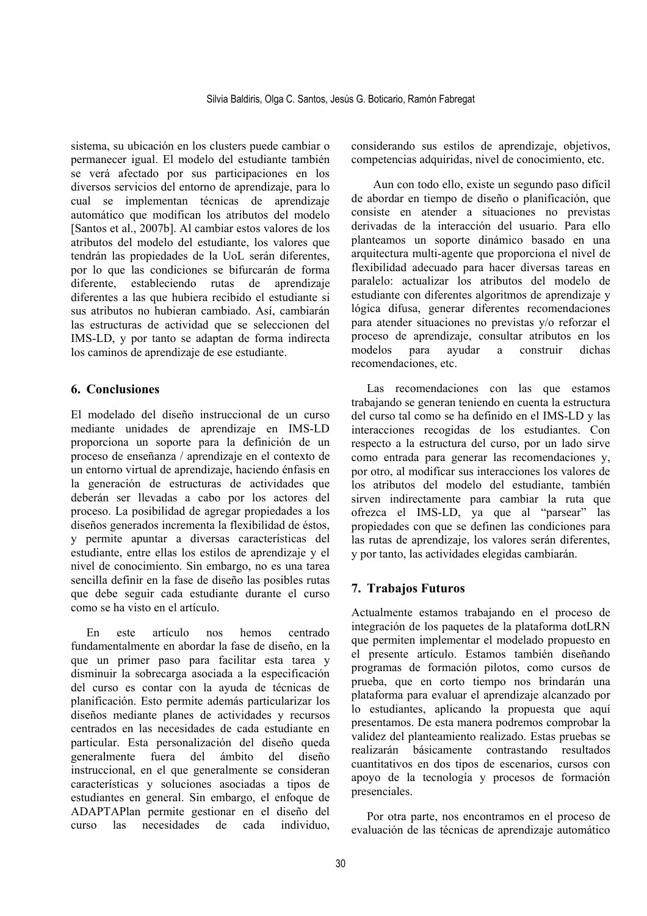sistema, su ubicación en los clusters puede cambiar o permanecer igual. El modelo del estudiante también se verá afectado por sus participaciones en los diversos servicios del entorno de aprendizaje, para lo cual se implementan técnicas de aprendizaje automático que modifican los atributos del modelo [Santos et al., 2007b]. Al cambiar estos valores de los atributos del modelo del estudiante, los valores que tendrán las propiedades de la UoL serán diferentes, por lo que las condiciones se bifurcarán de forma diferente, estableciendo rutas de aprendizaje diferentes a las que hubiera recibido el estudiante si sus atributos no hubieran cambiado. Así, cambiarán las estructuras de actividad que se seleccionen del IMS-LD, y por tanto se adaptan de forma indirecta los caminos de aprendizaje de ese estudiante.

## 6. Conclusiones

El modelado del diseño instruccional de un curso mediante unidades de aprendizaje en IMS-LD proporciona un soporte para la definición de un proceso de enseñanza / aprendizaje en el contexto de un entorno virtual de aprendizaje, haciendo énfasis en la generación de estructuras de actividades que deberán ser llevadas a cabo por los actores del proceso. La posibilidad de agregar propiedades a los diseños generados incrementa la flexibilidad de éstos, y permite apuntar a diversas características del estudiante, entre ellas los estilos de aprendizaje y el nivel de conocimiento. Sin embargo, no es una tarea sencilla definir en la fase de diseño las posibles rutas que debe seguir cada estudiante durante el curso como se ha visto en el artículo.

En este artículo nos hemos centrado fundamentalmente en abordar la fase de diseño, en la que un primer paso para facilitar esta tarea y disminuir la sobrecarga asociada a la especificación del curso es contar con la ayuda de técnicas de planificación. Esto permite además particularizar los diseños mediante planes de actividades y recursos centrados en las necesidades de cada estudiante en particular. Esta personalización del diseño queda generalmente fuera del ámbito del diseño instruccional, en el que generalmente se consideran características y soluciones asociadas a tipos de estudiantes en general. Sin embargo, el enfoque de ADAPTAPlan permite gestionar en el diseño del curso las necesidades de cada individuo, considerando sus estilos de aprendizaje, objetivos, competencias adquiridas, nivel de conocimiento, etc.

Aun con todo ello, existe un segundo paso difícil de abordar en tiempo de diseño o planificación, que consiste en atender a situaciones no previstas derivadas de la interacción del usuario. Para ello planteamos un soporte dinámico basado en una arquitectura multi-agente que proporciona el nivel de flexibilidad adecuado para hacer diversas tareas en paralelo: actualizar los atributos del modelo de estudiante con diferentes algoritmos de aprendizaje y lógica difusa, generar diferentes recomendaciones para atender situaciones no previstas y/o reforzar el proceso de aprendizaje, consultar atributos en los modelos para ayudar a construir dichas recomendaciones, etc.

Las recomendaciones con las que estamos trabajando se generan teniendo en cuenta la estructura del curso tal como se ha definido en el IMS-LD y las interacciones recogidas de los estudiantes. Con respecto a la estructura del curso, por un lado sirve como entrada para generar las recomendaciones y, por otro, al modificar sus interacciones los valores de los atributos del modelo del estudiante, también sirven indirectamente para cambiar la ruta que ofrezca el IMS-LD, ya que al "parsear" las propiedades con que se definen las condiciones para las rutas de aprendizaje, los valores serán diferentes, y por tanto, las actividades elegidas cambiarán.

## 7. Trabajos Futuros

Actualmente estamos trabajando en el proceso de integración de los paquetes de la plataforma dotLRN que permiten implementar el modelado propuesto en el presente artículo. Estamos también diseñando programas de formación pilotos, como cursos de prueba, que en corto tiempo nos brindarán una plataforma para evaluar el aprendizaje alcanzado por lo estudiantes, aplicando la propuesta que aquí presentamos. De esta manera podremos comprobar la validez del planteamiento realizado. Estas pruebas se realizarán básicamente contrastando resultados cuantitativos en dos tipos de escenarios, cursos con apoyo de la tecnología y procesos de formación presenciales.

Por otra parte, nos encontramos en el proceso de evaluación de las técnicas de aprendizaje automático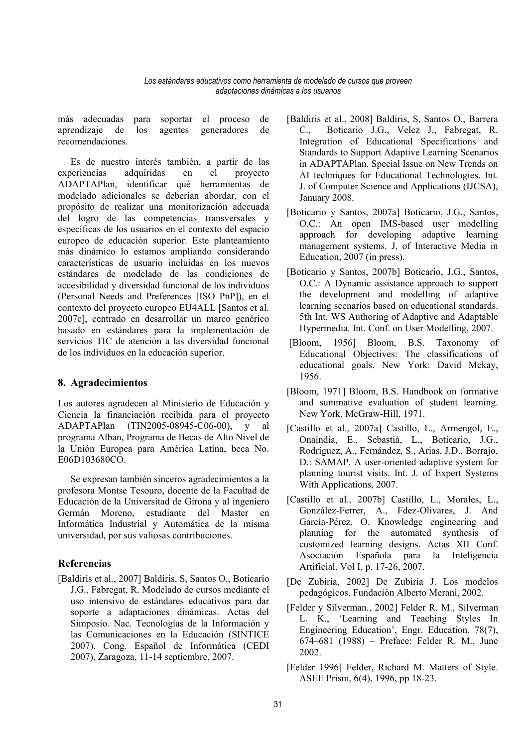más adecuadas para soportar el proceso de aprendizaje de los agentes generadores de recomendaciones.

Es de nuestro interés también, a partir de las experiencias adquiridas en el proyecto ADAPTAPlan, identificar qué herramientas de modelado adicionales se deberían abordar, con el propósito de realizar una monitorización adecuada del logro de las competencias transversales y específicas de los usuarios en el contexto del espacio europeo de educación superior. Este planteamiento más dinámico lo estamos ampliando considerando características de usuario incluidas en los nuevos estándares de modelado de las condiciones de accesibilidad y diversidad funcional de los individuos (Personal Needs and Preferences [ISO PnP]), en el contexto del proyecto europeo EU4ALL [Santos et al. 2007c], centrado en desarrollar un marco genérico basado en estándares para la implementación de servicios TIC de atención a las diversidad funcional de los individuos en la educación superior.

## 8. Agradecimientos

Los autores agradecen al Ministerio de Educación y Ciencia la financiación recibida para el proyecto ADAPTAPlan (TIN2005-08945-C06-00), y al programa Alban, Programa de Becas de Alto Nivel de la Unión Europea para América Latina, beca No. E06D103680CO.

Se expresan también sinceros agradecimientos a la profesora Montse Tesouro, docente de la Facultad de Educación de la Universitad de Girona y al ingeniero Germán Moreno, estudiante del Master en Informática Industrial y Automática de la misma universidad, por sus valiosas contribuciones.

## Referencias

[Baldiris et al., 2007] Baldiris, S, Santos O., Boticario J.G., Fabregat, R. Modelado de cursos mediante el uso intensivo de estándares educativos para dar soporte a adaptaciones dinámicas. Actas del Simposio. Nac. Tecnologías de la Información y las Comunicaciones en la Educación (SINTICE 2007). Cong. Español de Informática (CEDI 2007), Zaragoza, 11-14 septiembre, 2007.

[Baldiris et al., 2008] Baldiris, S, Santos O., Barrera C., Boticario J.G., Velez J., Fabregat, R. Integration of Educational Specifications and Standards to Support Adaptive Learning Scenarios in ADAPTAPlan. Special Issue on New Trends on AI techniques for Educational Technologies. Int. J. of Computer Science and Applications (IJCSA), January 2008.

[Boticario y Santos, 2007a] Boticario, J.G., Santos, O.C.: An open IMS-based user modelling approach for developing adaptive learning management systems. J. of Interactive Media in Education, 2007 (in press).

[Boticario y Santos, 2007b] Boticario, J.G., Santos, O.C.: A Dynamic assistance approach to support the development and modelling of adaptive learning scenarios based on educational standards. 5th Int. WS Authoring of Adaptive and Adaptable Hypermedia. Int. Conf. on User Modelling, 2007.

[Bloom, 1956] Bloom, B.S. Taxonomy of Educational Objectives: The classifications of educational goals. New York: David Mckay, 1956.

[Bloom, 1971] Bloom, B.S. Handbook on formative and summative evaluation of student learning. New York, McGraw-Hill, 1971.

[Castillo et al., 2007a] Castillo, L., Armengol, E., Onaindía, E., Sebastiá, L., Boticario, J.G., Rodríguez, A., Fernández, S., Arias, J.D., Borrajo, D.: SAMAP. A user-oriented adaptive system for planning tourist visits. Int. J. of Expert Systems With Applications, 2007.

[Castillo et al., 2007b] Castillo, L., Morales, L., González-Ferrer, A., Fdez-Olivares, J. And García-Pérez, O. Knowledge engineering and planning for the automated synthesis of customized learning designs. Actas XII Conf. Asociación Española para la Inteligencia Artificial. Vol I, p. 17-26, 2007.

[De Zubiría, 2002] De Zubiría J. Los modelos pedagógicos, Fundación Alberto Merani, 2002.

[Felder y Silverman., 2002] Felder R. M., Silverman L. K., 'Learning and Teaching Styles In Engineering Education', Engr. Education, 78(7), 674–681 (1988) – Preface: Felder R. M., June 2002.

[Felder 1996] Felder, Richard M. Matters of Style. ASEE Prism, 6(4), 1996, pp 18-23.